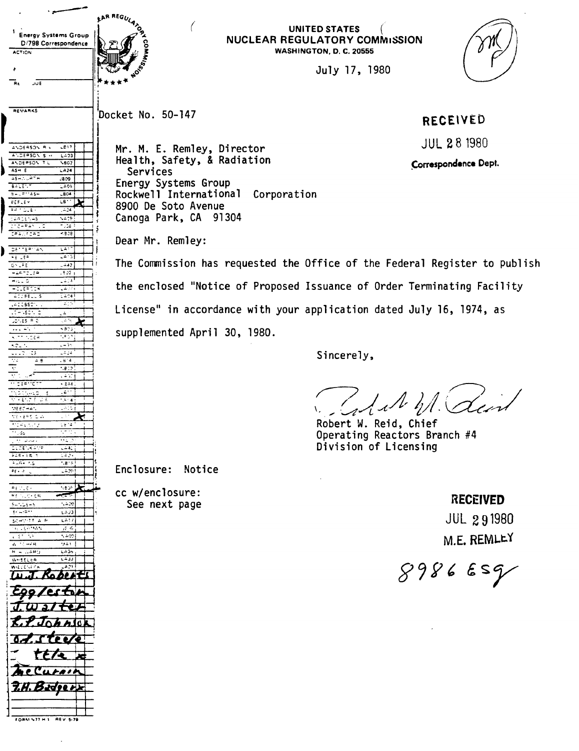Energy Systems Group
D/798 Correspondence

UNITED STATES
NUCLEAR REGULATORY COMMISSION
WASHINGTON, D. C. 20555

July 17, 1980

Docket No. 50-147

RECEIVED
JUL 28 1980
Correspondence Dept.

Mr. M. E. Remley, Director
Health, Safety, & Radiation Services
Energy Systems Group
Rockwell International Corporation
8900 De Soto Avenue
Canoga Park, CA 91304

Dear Mr. Remley:

The Commission has requested the Office of the Federal Register to publish the enclosed "Notice of Proposed Issuance of Order Terminating Facility License" in accordance with your application dated July 16, 1974, as supplemented April 30, 1980.

Sincerely,

Robert W. Reid, Chief
Operating Reactors Branch #4
Division of Licensing

Enclosure: Notice

cc w/enclosure:
See next page

RECEIVED
JUL 29 1980
M.E. REMLEY

8986 ESG

W.J. Roberts
Eggleston
J. Walter
R.P. Johnson
O.J. Steele
Steele
McCurnin
F.H. Badger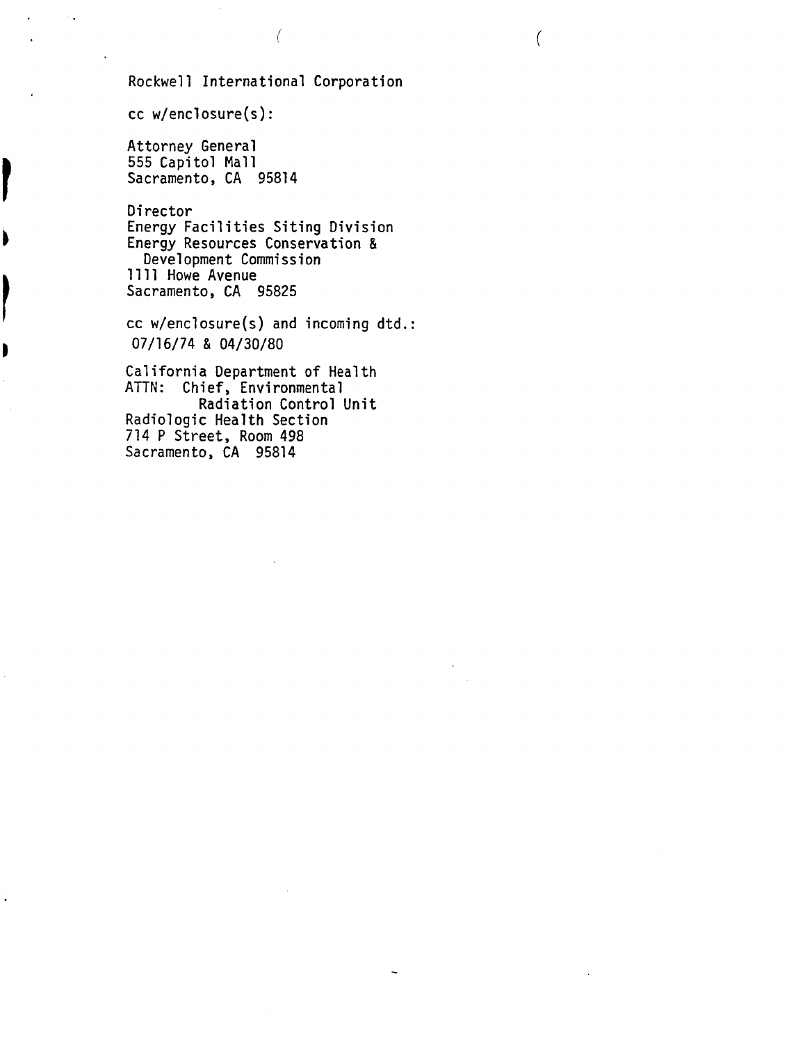Rockwell International Corporation

cc w/enclosure(s):

Attorney General
555 Capitol Mall
Sacramento, CA 95814

Director
Energy Facilities Siting Division
Energy Resources Conservation &
Development Commission
1111 Howe Avenue
Sacramento, CA 95825

cc w/enclosure(s) and incoming dtd.:
07/16/74 & 04/30/80

California Department of Health
ATTN: Chief, Environmental
Radiation Control Unit
Radiologic Health Section
714 P Street, Room 498
Sacramento, CA 95814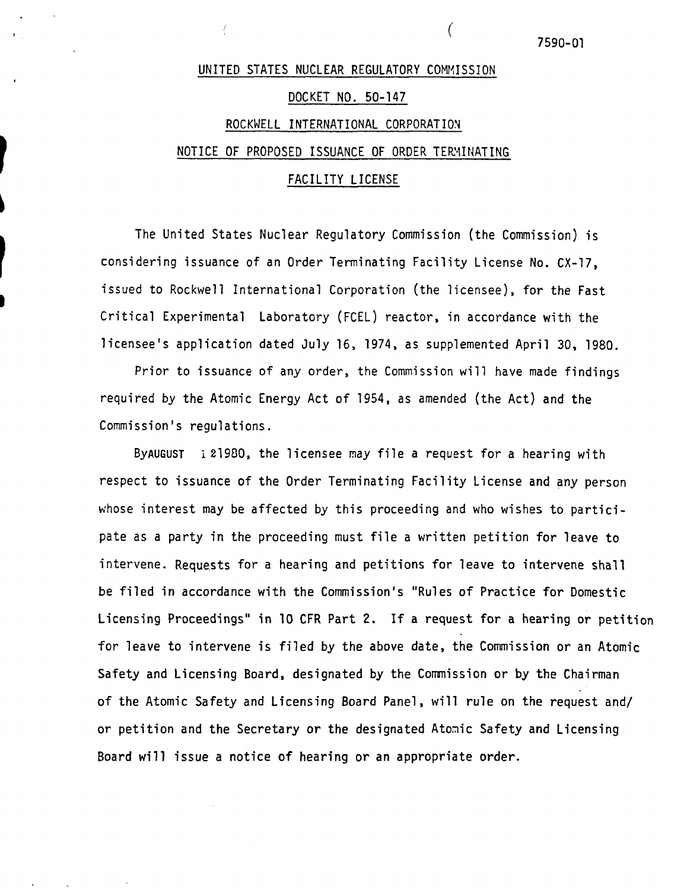7590-01

UNITED STATES NUCLEAR REGULATORY COMMISSION

DOCKET NO. 50-147

ROCKWELL INTERNATIONAL CORPORATION

NOTICE OF PROPOSED ISSUANCE OF ORDER TERMINATING

FACILITY LICENSE

The United States Nuclear Regulatory Commission (the Commission) is considering issuance of an Order Terminating Facility License No. CX-17, issued to Rockwell International Corporation (the licensee), for the Fast Critical Experimental Laboratory (FCEL) reactor, in accordance with the licensee's application dated July 16, 1974, as supplemented April 30, 1980.

Prior to issuance of any order, the Commission will have made findings required by the Atomic Energy Act of 1954, as amended (the Act) and the Commission's regulations.

By AUGUST 1 2 1980, the licensee may file a request for a hearing with respect to issuance of the Order Terminating Facility License and any person whose interest may be affected by this proceeding and who wishes to participate as a party in the proceeding must file a written petition for leave to intervene. Requests for a hearing and petitions for leave to intervene shall be filed in accordance with the Commission's "Rules of Practice for Domestic Licensing Proceedings" in 10 CFR Part 2. If a request for a hearing or petition for leave to intervene is filed by the above date, the Commission or an Atomic Safety and Licensing Board, designated by the Commission or by the Chairman of the Atomic Safety and Licensing Board Panel, will rule on the request and/or petition and the Secretary or the designated Atomic Safety and Licensing Board will issue a notice of hearing or an appropriate order.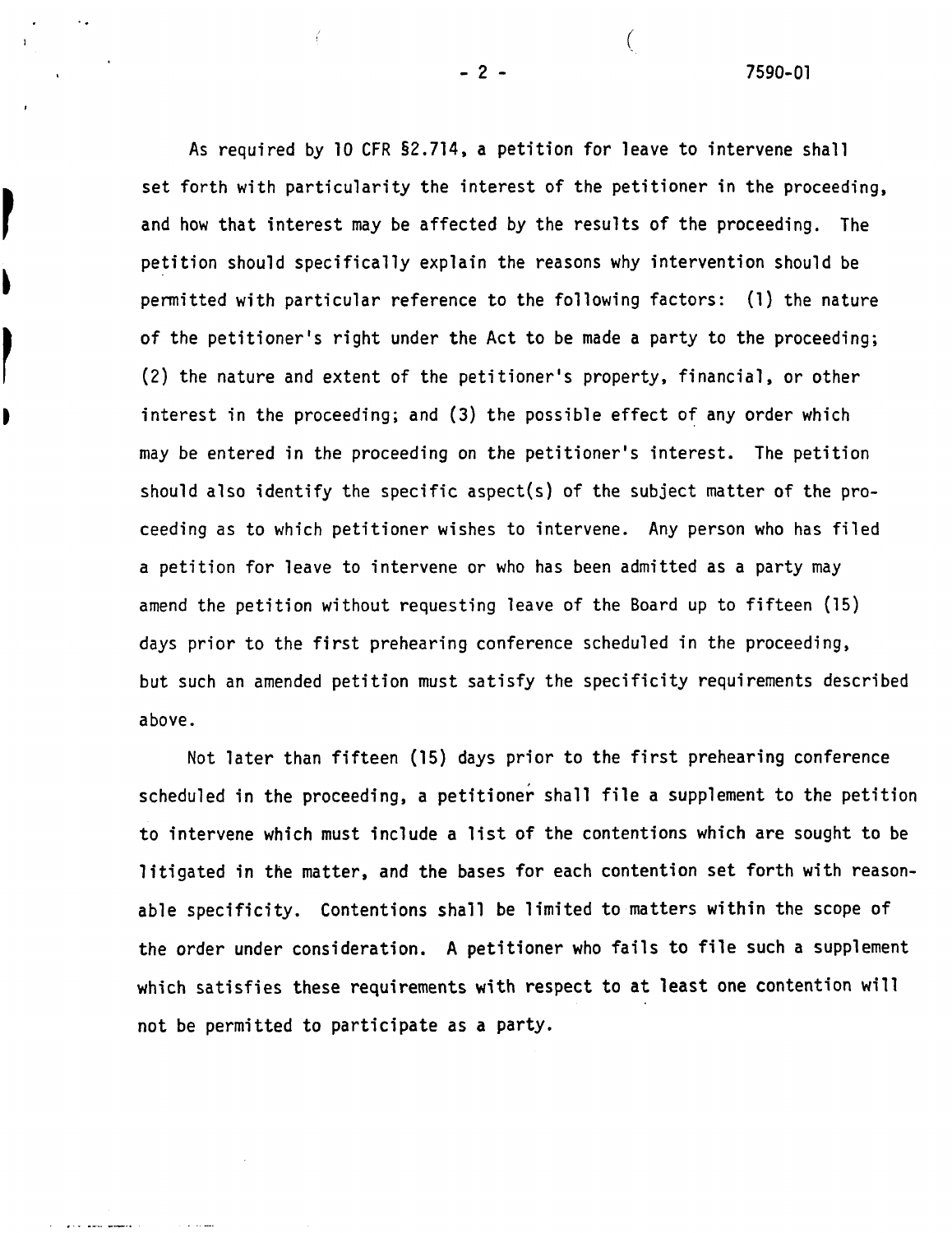As required by 10 CFR §2.714, a petition for leave to intervene shall set forth with particularity the interest of the petitioner in the proceeding, and how that interest may be affected by the results of the proceeding. The petition should specifically explain the reasons why intervention should be permitted with particular reference to the following factors: (1) the nature of the petitioner's right under the Act to be made a party to the proceeding; (2) the nature and extent of the petitioner's property, financial, or other interest in the proceeding; and (3) the possible effect of any order which may be entered in the proceeding on the petitioner's interest. The petition should also identify the specific aspect(s) of the subject matter of the proceeding as to which petitioner wishes to intervene. Any person who has filed a petition for leave to intervene or who has been admitted as a party may amend the petition without requesting leave of the Board up to fifteen (15) days prior to the first prehearing conference scheduled in the proceeding, but such an amended petition must satisfy the specificity requirements described above.

Not later than fifteen (15) days prior to the first prehearing conference scheduled in the proceeding, a petitioner shall file a supplement to the petition to intervene which must include a list of the contentions which are sought to be litigated in the matter, and the bases for each contention set forth with reasonable specificity. Contentions shall be limited to matters within the scope of the order under consideration. A petitioner who fails to file such a supplement which satisfies these requirements with respect to at least one contention will not be permitted to participate as a party.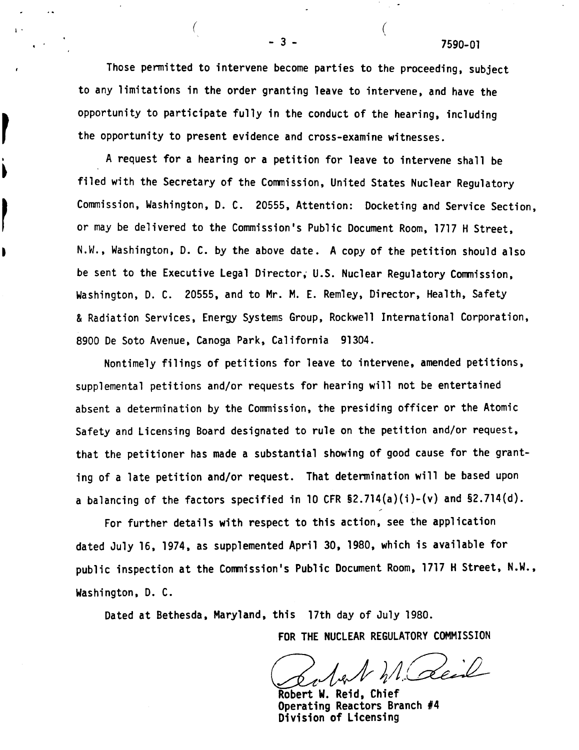Those permitted to intervene become parties to the proceeding, subject to any limitations in the order granting leave to intervene, and have the opportunity to participate fully in the conduct of the hearing, including the opportunity to present evidence and cross-examine witnesses.

A request for a hearing or a petition for leave to intervene shall be filed with the Secretary of the Commission, United States Nuclear Regulatory Commission, Washington, D. C. 20555, Attention: Docketing and Service Section, or may be delivered to the Commission's Public Document Room, 1717 H Street, N.W., Washington, D. C. by the above date. A copy of the petition should also be sent to the Executive Legal Director, U.S. Nuclear Regulatory Commission, Washington, D. C. 20555, and to Mr. M. E. Remley, Director, Health, Safety & Radiation Services, Energy Systems Group, Rockwell International Corporation, 8900 De Soto Avenue, Canoga Park, California 91304.

Nontimely filings of petitions for leave to intervene, amended petitions, supplemental petitions and/or requests for hearing will not be entertained absent a determination by the Commission, the presiding officer or the Atomic Safety and Licensing Board designated to rule on the petition and/or request, that the petitioner has made a substantial showing of good cause for the granting of a late petition and/or request. That determination will be based upon a balancing of the factors specified in 10 CFR §2.714(a)(i)-(v) and §2.714(d).

For further details with respect to this action, see the application dated July 16, 1974, as supplemented April 30, 1980, which is available for public inspection at the Commission's Public Document Room, 1717 H Street, N.W., Washington, D. C.

Dated at Bethesda, Maryland, this 17th day of July 1980.

FOR THE NUCLEAR REGULATORY COMMISSION

Robert W. Reid, Chief
Operating Reactors Branch #4
Division of Licensing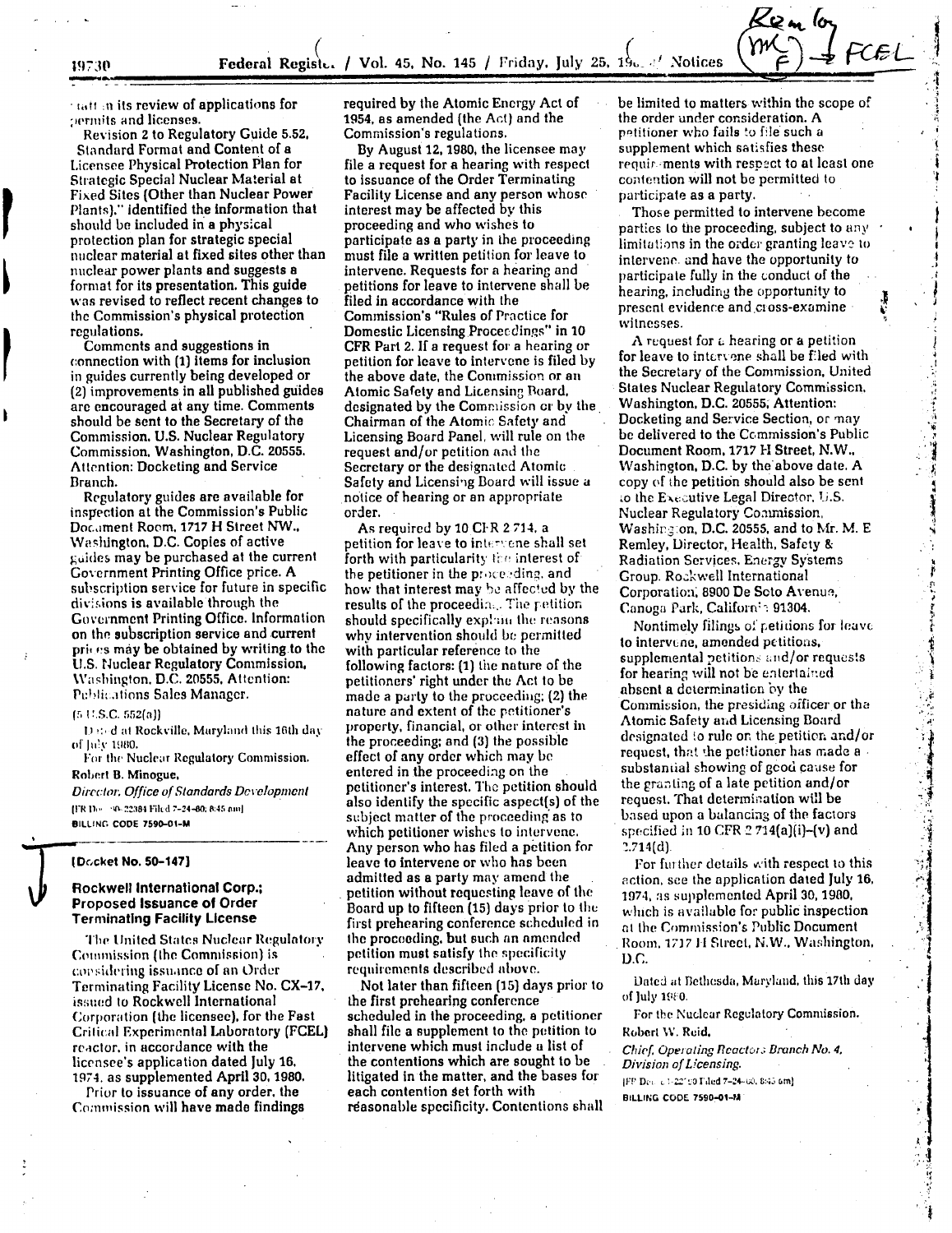staff in its review of applications for permits and licenses.

Revision 2 to Regulatory Guide 5.52, Standard Format and Content of a Licensee Physical Protection Plan for Strategic Special Nuclear Material at Fixed Sites (Other than Nuclear Power Plants)," identified the information that should be included in a physical protection plan for strategic special nuclear material at fixed sites other than nuclear power plants and suggests a format for its presentation. This guide was revised to reflect recent changes to the Commission's physical protection regulations.

Comments and suggestions in connection with (1) items for inclusion in guides currently being developed or (2) improvements in all published guides are encouraged at any time. Comments should be sent to the Secretary of the Commission, U.S. Nuclear Regulatory Commission, Washington, D.C. 20555. Attention: Docketing and Service Branch.

Regulatory guides are available for inspection at the Commission's Public Document Room, 1717 H Street NW., Washington, D.C. Copies of active guides may be purchased at the current Government Printing Office price. A subscription service for future in specific divisions is available through the Government Printing Office. Information on the subscription service and current prices may be obtained by writing to the U.S. Nuclear Regulatory Commission, Washington, D.C. 20555, Attention: Publications Sales Manager.

(5 U.S.C. 552(a))

Dated at Rockville, Maryland this 16th day of July 1980.

For the Nuclear Regulatory Commission.

Robert B. Minogue,

*Director, Office of Standards Development*

[FR Doc. 80-22384 Filed 7-24-80; 8:45 am]

BILLING CODE 7590-01-M

---

[Docket No. 50-147]

## Rockwell International Corp.; Proposed Issuance of Order Terminating Facility License

The United States Nuclear Regulatory Commission (the Commission) is considering issuance of an Order Terminating Facility License No. CX-17, issued to Rockwell International Corporation (the licensee), for the Fast Critical Experimental Laboratory (FCEL) reactor, in accordance with the licensee's application dated July 16, 1974, as supplemented April 30, 1980.

Prior to issuance of any order, the Commission will have made findings required by the Atomic Energy Act of 1954, as amended (the Act) and the Commission's regulations.

By August 12, 1980, the licensee may file a request for a hearing with respect to issuance of the Order Terminating Facility License and any person whose interest may be affected by this proceeding and who wishes to participate as a party in the proceeding must file a written petition for leave to intervene. Requests for a hearing and petitions for leave to intervene shall be filed in accordance with the Commission's "Rules of Practice for Domestic Licensing Proceedings" in 10 CFR Part 2. If a request for a hearing or petition for leave to intervene is filed by the above date, the Commission or an Atomic Safety and Licensing Board, designated by the Commission or by the Chairman of the Atomic Safety and Licensing Board Panel, will rule on the request and/or petition and the Secretary or the designated Atomic Safety and Licensing Board will issue a notice of hearing or an appropriate order.

As required by 10 CFR 2.714, a petition for leave to intervene shall set forth with particularity the interest of the petitioner in the proceeding, and how that interest may be affected by the results of the proceeding. The petition should specifically explain the reasons why intervention should be permitted with particular reference to the following factors: (1) the nature of the petitioners' right under the Act to be made a party to the proceeding; (2) the nature and extent of the petitioner's property, financial, or other interest in the proceeding; and (3) the possible effect of any order which may be entered in the proceeding on the petitioner's interest. The petition should also identify the specific aspect(s) of the subject matter of the proceeding as to which petitioner wishes to intervene. Any person who has filed a petition for leave to intervene or who has been admitted as a party may amend the petition without requesting leave of the Board up to fifteen (15) days prior to the first prehearing conference scheduled in the proceeding, but such an amended petition must satisfy the specificity requirements described above.

Not later than fifteen (15) days prior to the first prehearing conference scheduled in the proceeding, a petitioner shall file a supplement to the petition to intervene which must include a list of the contentions which are sought to be litigated in the matter, and the bases for each contention set forth with reasonable specificity. Contentions shall be limited to matters within the scope of the order under consideration. A petitioner who fails to file such a supplement which satisfies these requirements with respect to at least one contention will not be permitted to participate as a party.

Those permitted to intervene become parties to the proceeding, subject to any limitations in the order granting leave to intervene, and have the opportunity to participate fully in the conduct of the hearing, including the opportunity to present evidence and cross-examine witnesses.

A request for a hearing or a petition for leave to intervene shall be filed with the Secretary of the Commission, United States Nuclear Regulatory Commission, Washington, D.C. 20555, Attention: Docketing and Service Section, or may be delivered to the Commission's Public Document Room, 1717 H Street, N.W., Washington, D.C. by the above date. A copy of the petition should also be sent to the Executive Legal Director, U.S. Nuclear Regulatory Commission, Washington, D.C. 20555, and to Mr. M. E Remley, Director, Health, Safety & Radiation Services, Energy Systems Group, Rockwell International Corporation, 8900 De Soto Avenue, Canoga Park, California 91304.

Nontimely filings of petitions for leave to intervene, amended petitions, supplemental petitions and/or requests for hearing will not be entertained absent a determination by the Commission, the presiding officer or the Atomic Safety and Licensing Board designated to rule on the petition and/or request, that the petitioner has made a substantial showing of good cause for the granting of a late petition and/or request. That determination will be based upon a balancing of the factors specified in 10 CFR 2.714(a)(i)-(v) and 2.714(d).

For further details with respect to this action, see the application dated July 16, 1974, as supplemented April 30, 1980, which is available for public inspection at the Commission's Public Document Room, 1717 H Street, N.W., Washington, D.C.

Dated at Bethesda, Maryland, this 17th day of July 1980.

For the Nuclear Regulatory Commission.

Robert W. Reid,

*Chief, Operating Reactors Branch No. 4, Division of Licensing.*

[FR Doc. 80-22390 Filed 7-24-80; 8:45 am]

BILLING CODE 7590-01-M